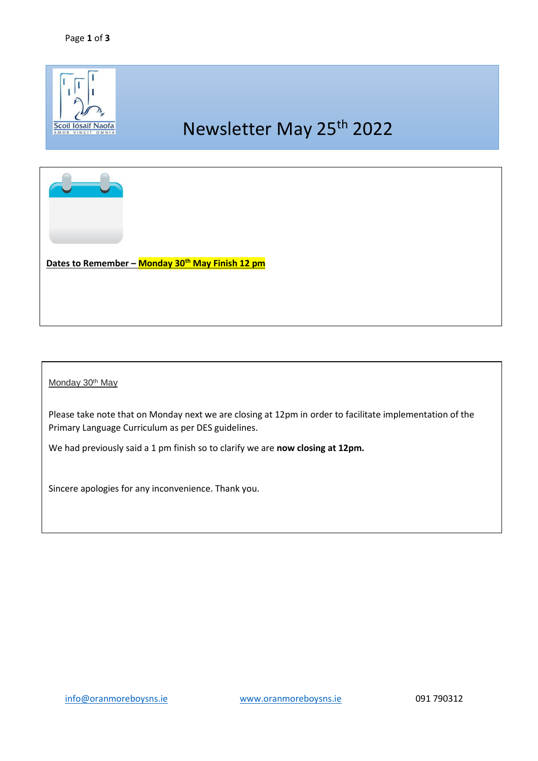Scoil Iósaif Naofa

AMOR VINCIT OMNIA

# Newsletter May 25th 2022

**Dates to Remember – Monday 30th May Finish 12 pm**

Monday 30th May

Please take note that on Monday next we are closing at 12pm in order to facilitate implementation of the Primary Language Curriculum as per DES guidelines.

We had previously said a 1 pm finish so to clarify we are **now closing at 12pm.**

Sincere apologies for any inconvenience. Thank you.

info@oranmoreboysns.ie www.oranmoreboysns.ie 091 790312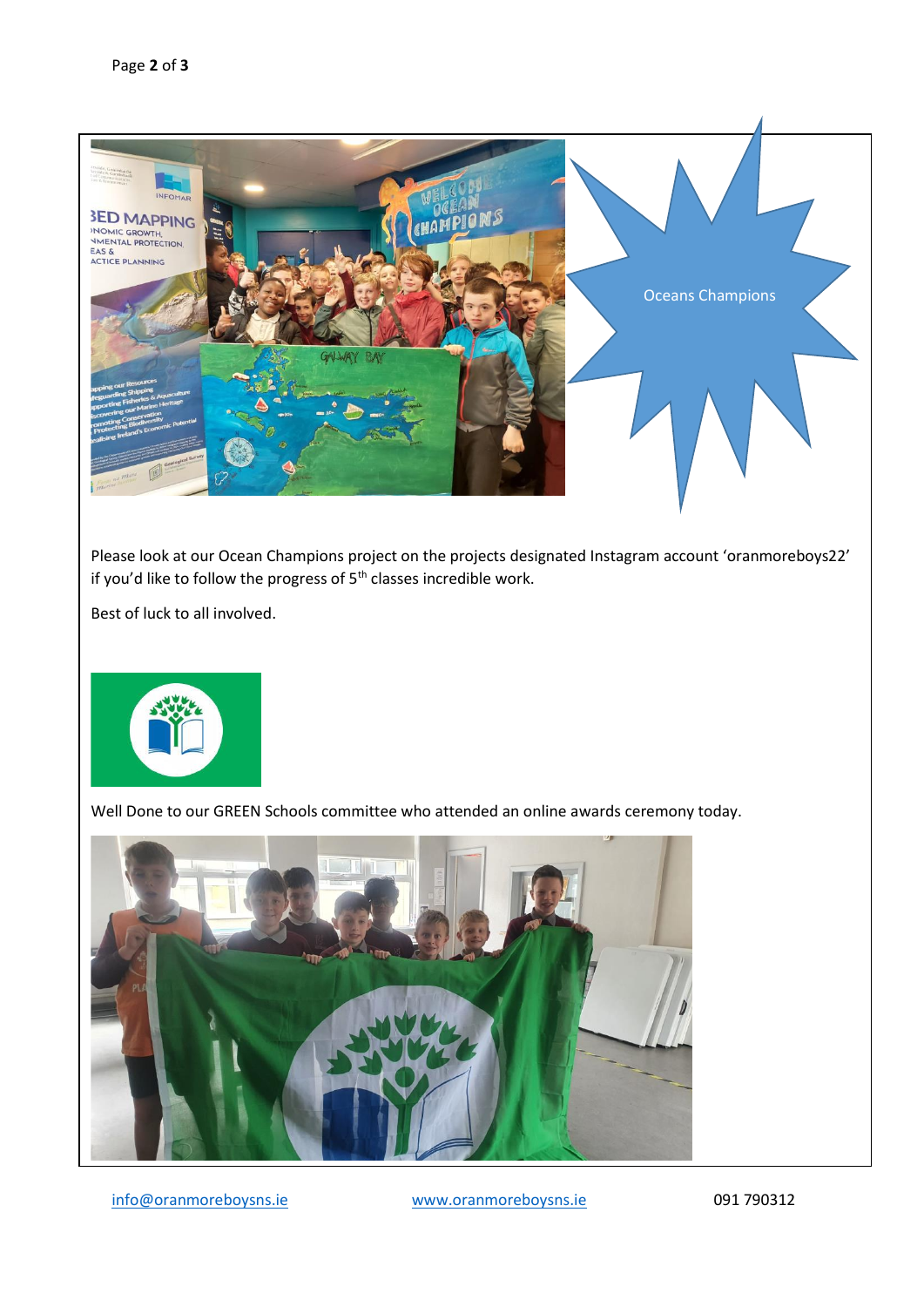Oceans Champions

Please look at our Ocean Champions project on the projects designated Instagram account 'oranmoreboys22' if you'd like to follow the progress of 5th classes incredible work.

Best of luck to all involved.

Well Done to our GREEN Schools committee who attended an online awards ceremony today.

info@oranmoreboysns.ie www.oranmoreboysns.ie 091 790312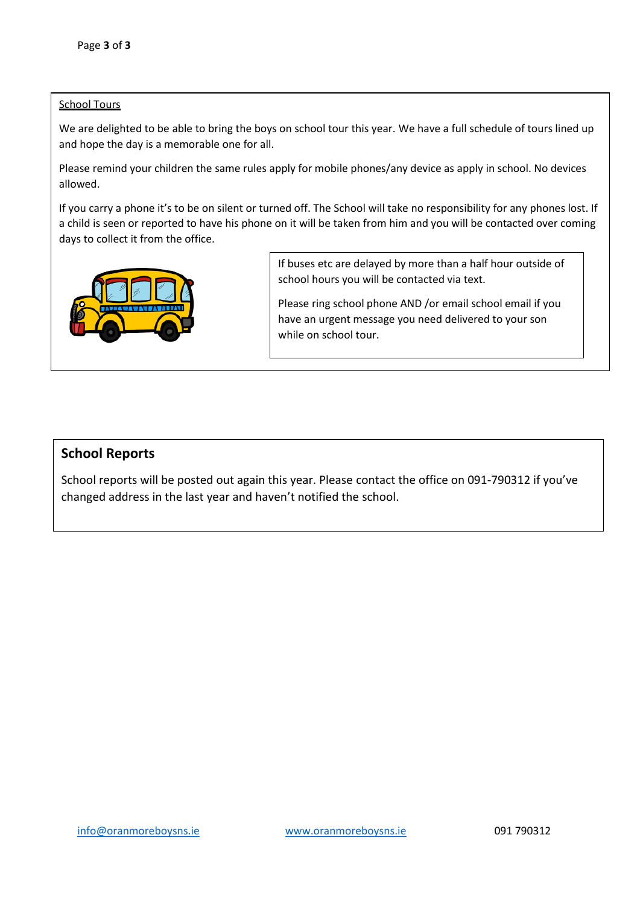## School Tours

We are delighted to be able to bring the boys on school tour this year. We have a full schedule of tours lined up and hope the day is a memorable one for all.

Please remind your children the same rules apply for mobile phones/any device as apply in school. No devices allowed.

If you carry a phone it's to be on silent or turned off. The School will take no responsibility for any phones lost. If a child is seen or reported to have his phone on it will be taken from him and you will be contacted over coming days to collect it from the office.

If buses etc are delayed by more than a half hour outside of school hours you will be contacted via text.

Please ring school phone AND /or email school email if you have an urgent message you need delivered to your son while on school tour.

## School Reports

School reports will be posted out again this year. Please contact the office on 091-790312 if you've changed address in the last year and haven't notified the school.

info@oranmoreboysns.ie www.oranmoreboysns.ie 091 790312